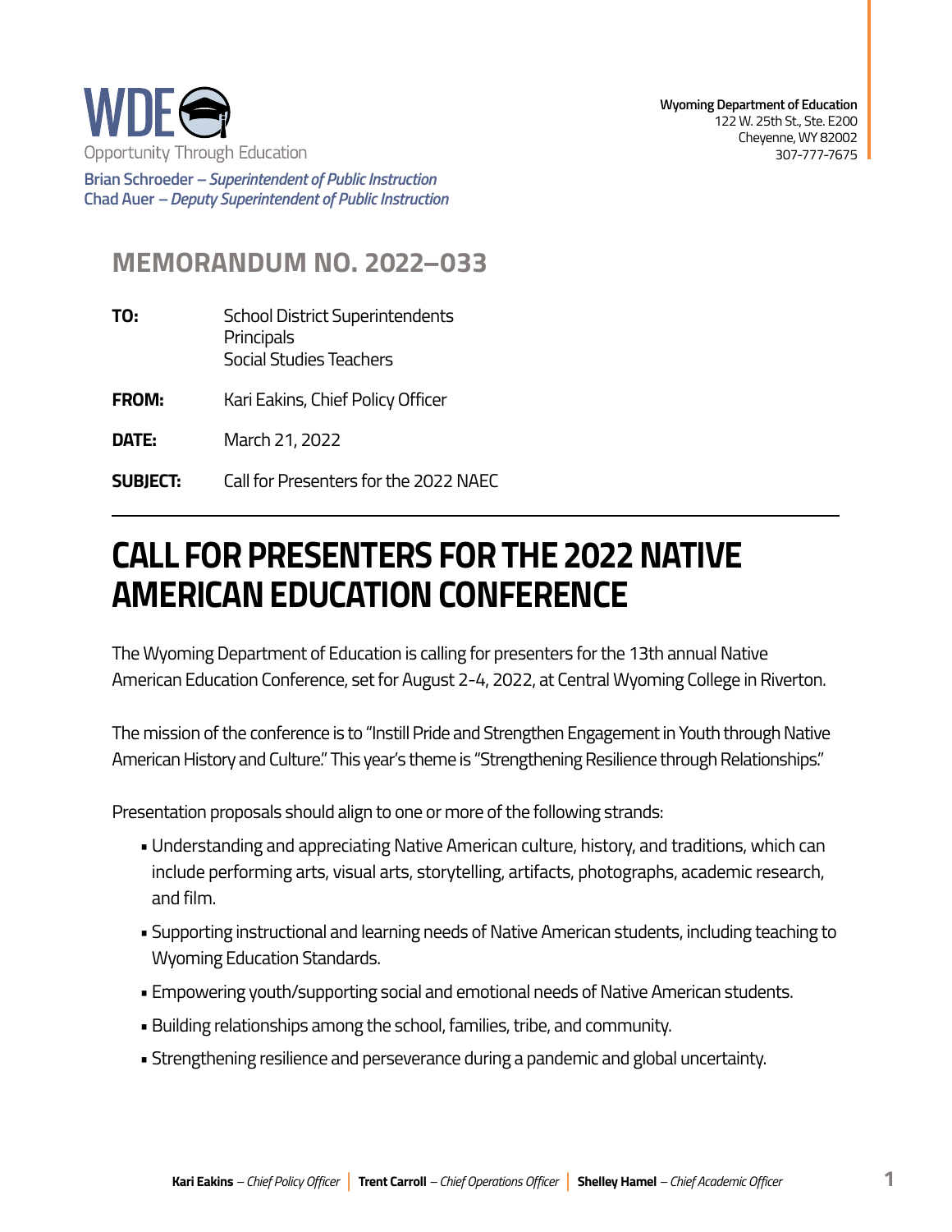WDE
Opportunity Through Education

**Brian Schroeder** – *Superintendent of Public Instruction*
**Chad Auer** – *Deputy Superintendent of Public Instruction*

**Wyoming Department of Education**
122 W. 25th St., Ste. E200
Cheyenne, WY 82002
307-777-7675

## MEMORANDUM NO. 2022–033

**TO:** School District Superintendents
Principals
Social Studies Teachers

**FROM:** Kari Eakins, Chief Policy Officer

**DATE:** March 21, 2022

**SUBJECT:** Call for Presenters for the 2022 NAEC

# CALL FOR PRESENTERS FOR THE 2022 NATIVE AMERICAN EDUCATION CONFERENCE

The Wyoming Department of Education is calling for presenters for the 13th annual Native American Education Conference, set for August 2-4, 2022, at Central Wyoming College in Riverton.

The mission of the conference is to "Instill Pride and Strengthen Engagement in Youth through Native American History and Culture." This year's theme is "Strengthening Resilience through Relationships."

Presentation proposals should align to one or more of the following strands:

- Understanding and appreciating Native American culture, history, and traditions, which can include performing arts, visual arts, storytelling, artifacts, photographs, academic research, and film.
- Supporting instructional and learning needs of Native American students, including teaching to Wyoming Education Standards.
- Empowering youth/supporting social and emotional needs of Native American students.
- Building relationships among the school, families, tribe, and community.
- Strengthening resilience and perseverance during a pandemic and global uncertainty.

**Kari Eakins** – *Chief Policy Officer* | **Trent Carroll** – *Chief Operations Officer* | **Shelley Hamel** – *Chief Academic Officer*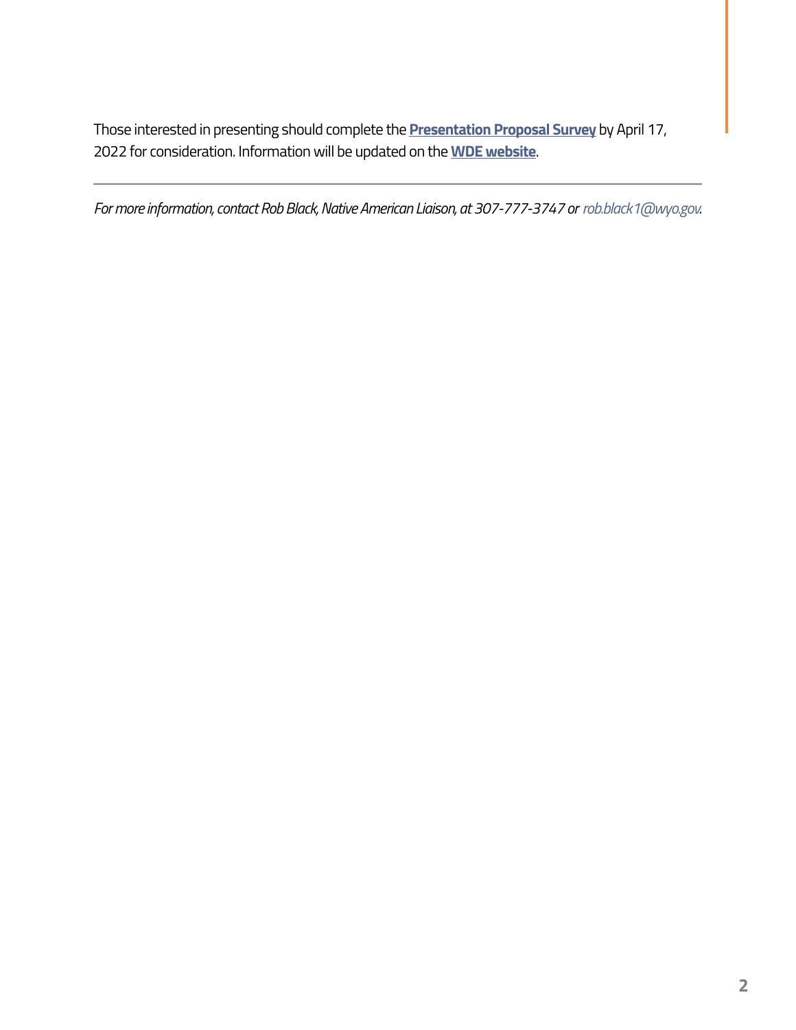Those interested in presenting should complete the **Presentation Proposal Survey** by April 17, 2022 for consideration. Information will be updated on the **WDE website**.

---

*For more information, contact Rob Black, Native American Liaison, at 307-777-3747 or rob.black1@wyo.gov.*